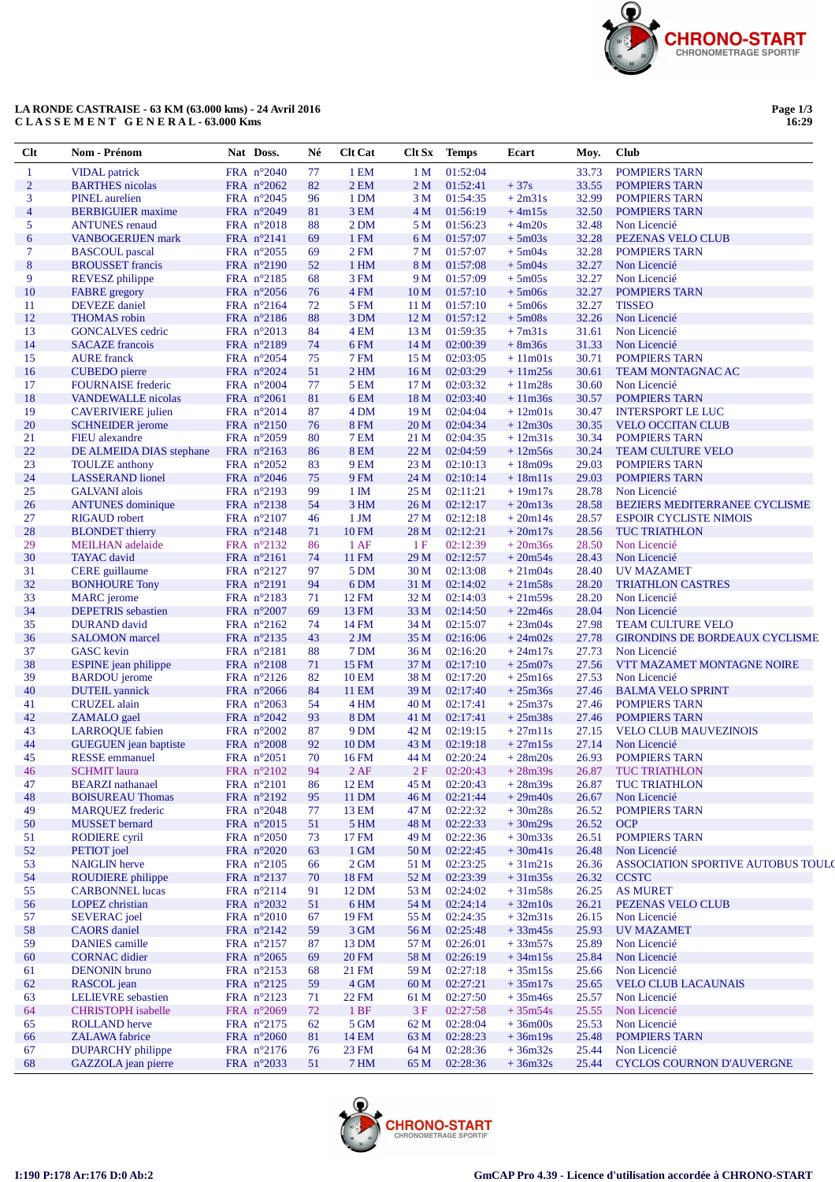**LA RONDE CASTRAISE - 63 KM (63.000 kms) - 24 Avril 2016**
**C L A S S E M E N T G E N E R A L - 63.000 Kms**

16:29

| Clt | Nom - Prénom | Nat | Doss. | Né | Clt Cat | Clt Sx | Temps | Ecart | Moy. | Club |
|---|---|---|---|---|---|---|---|---|---|---|
| 1 | VIDAL patrick | FRA | n°2040 | 77 | 1 EM | 1 M | 01:52:04 | | 33.73 | POMPIERS TARN |
| 2 | BARTHES nicolas | FRA | n°2062 | 82 | 2 EM | 2 M | 01:52:41 | + 37s | 33.55 | POMPIERS TARN |
| 3 | PINEL aurelien | FRA | n°2045 | 96 | 1 DM | 3 M | 01:54:35 | + 2m31s | 32.99 | POMPIERS TARN |
| 4 | BERBIGUIER maxime | FRA | n°2049 | 81 | 3 EM | 4 M | 01:56:19 | + 4m15s | 32.50 | POMPIERS TARN |
| 5 | ANTUNES renaud | FRA | n°2018 | 88 | 2 DM | 5 M | 01:56:23 | + 4m20s | 32.48 | Non Licencié |
| 6 | VANBOGERIJEN mark | FRA | n°2141 | 69 | 1 FM | 6 M | 01:57:07 | + 5m03s | 32.28 | PEZENAS VELO CLUB |
| 7 | BASCOUL pascal | FRA | n°2055 | 69 | 2 FM | 7 M | 01:57:07 | + 5m04s | 32.28 | POMPIERS TARN |
| 8 | BROUSSET francis | FRA | n°2190 | 52 | 1 HM | 8 M | 01:57:08 | + 5m04s | 32.27 | Non Licencié |
| 9 | REVESZ philippe | FRA | n°2185 | 68 | 3 FM | 9 M | 01:57:09 | + 5m05s | 32.27 | Non Licencié |
| 10 | FABRE gregory | FRA | n°2056 | 76 | 4 FM | 10 M | 01:57:10 | + 5m06s | 32.27 | POMPIERS TARN |
| 11 | DEVEZE daniel | FRA | n°2164 | 72 | 5 FM | 11 M | 01:57:10 | + 5m06s | 32.27 | TISSEO |
| 12 | THOMAS robin | FRA | n°2186 | 88 | 3 DM | 12 M | 01:57:12 | + 5m08s | 32.26 | Non Licencié |
| 13 | GONCALVES cedric | FRA | n°2013 | 84 | 4 EM | 13 M | 01:59:35 | + 7m31s | 31.61 | Non Licencié |
| 14 | SACAZE francois | FRA | n°2189 | 74 | 6 FM | 14 M | 02:00:39 | + 8m36s | 31.33 | Non Licencié |
| 15 | AURE franck | FRA | n°2054 | 75 | 7 FM | 15 M | 02:03:05 | + 11m01s | 30.71 | POMPIERS TARN |
| 16 | CUBEDO pierre | FRA | n°2024 | 51 | 2 HM | 16 M | 02:03:29 | + 11m25s | 30.61 | TEAM MONTAGNAC AC |
| 17 | FOURNAISE frederic | FRA | n°2004 | 77 | 5 EM | 17 M | 02:03:32 | + 11m28s | 30.60 | Non Licencié |
| 18 | VANDEWALLE nicolas | FRA | n°2061 | 81 | 6 EM | 18 M | 02:03:40 | + 11m36s | 30.57 | POMPIERS TARN |
| 19 | CAVERIVIERE julien | FRA | n°2014 | 87 | 4 DM | 19 M | 02:04:04 | + 12m01s | 30.47 | INTERSPORT LE LUC |
| 20 | SCHNEIDER jerome | FRA | n°2150 | 76 | 8 FM | 20 M | 02:04:34 | + 12m30s | 30.35 | VELO OCCITAN CLUB |
| 21 | FIEU alexandre | FRA | n°2059 | 80 | 7 EM | 21 M | 02:04:35 | + 12m31s | 30.34 | POMPIERS TARN |
| 22 | DE ALMEIDA DIAS stephane | FRA | n°2163 | 86 | 8 EM | 22 M | 02:04:59 | + 12m56s | 30.24 | TEAM CULTURE VELO |
| 23 | TOULZE anthony | FRA | n°2052 | 83 | 9 EM | 23 M | 02:10:13 | + 18m09s | 29.03 | POMPIERS TARN |
| 24 | LASSERAND lionel | FRA | n°2046 | 75 | 9 FM | 24 M | 02:10:14 | + 18m11s | 29.03 | POMPIERS TARN |
| 25 | GALVANI alois | FRA | n°2193 | 99 | 1 IM | 25 M | 02:11:21 | + 19m17s | 28.78 | Non Licencié |
| 26 | ANTUNES dominique | FRA | n°2138 | 54 | 3 HM | 26 M | 02:12:17 | + 20m13s | 28.58 | BEZIERS MEDITERRANEE CYCLISME |
| 27 | RIGAUD robert | FRA | n°2107 | 46 | 1 JM | 27 M | 02:12:18 | + 20m14s | 28.57 | ESPOIR CYCLISTE NIMOIS |
| 28 | BLONDET thierry | FRA | n°2148 | 71 | 10 FM | 28 M | 02:12:21 | + 20m17s | 28.56 | TUC TRIATHLON |
| 29 | MEILHAN adelaide | FRA | n°2132 | 86 | 1 AF | 1 F | 02:12:39 | + 20m36s | 28.50 | Non Licencié |
| 30 | TAYAC david | FRA | n°2161 | 74 | 11 FM | 29 M | 02:12:57 | + 20m54s | 28.43 | Non Licencié |
| 31 | CERE guillaume | FRA | n°2127 | 97 | 5 DM | 30 M | 02:13:08 | + 21m04s | 28.40 | UV MAZAMET |
| 32 | BONHOURE Tony | FRA | n°2191 | 94 | 6 DM | 31 M | 02:14:02 | + 21m58s | 28.20 | TRIATHLON CASTRES |
| 33 | MARC jerome | FRA | n°2183 | 71 | 12 FM | 32 M | 02:14:03 | + 21m59s | 28.20 | Non Licencié |
| 34 | DEPETRIS sebastien | FRA | n°2007 | 69 | 13 FM | 33 M | 02:14:50 | + 22m46s | 28.04 | Non Licencié |
| 35 | DURAND david | FRA | n°2162 | 74 | 14 FM | 34 M | 02:15:07 | + 23m04s | 27.98 | TEAM CULTURE VELO |
| 36 | SALOMON marcel | FRA | n°2135 | 43 | 2 JM | 35 M | 02:16:06 | + 24m02s | 27.78 | GIRONDINS DE BORDEAUX CYCLISME |
| 37 | GASC kevin | FRA | n°2181 | 88 | 7 DM | 36 M | 02:16:20 | + 24m17s | 27.73 | Non Licencié |
| 38 | ESPINE jean philippe | FRA | n°2108 | 71 | 15 FM | 37 M | 02:17:10 | + 25m07s | 27.56 | VTT MAZAMET MONTAGNE NOIRE |
| 39 | BARDOU jerome | FRA | n°2126 | 82 | 10 EM | 38 M | 02:17:20 | + 25m16s | 27.53 | Non Licencié |
| 40 | DUTEIL yannick | FRA | n°2066 | 84 | 11 EM | 39 M | 02:17:40 | + 25m36s | 27.46 | BALMA VELO SPRINT |
| 41 | CRUZEL alain | FRA | n°2063 | 54 | 4 HM | 40 M | 02:17:41 | + 25m37s | 27.46 | POMPIERS TARN |
| 42 | ZAMALO gael | FRA | n°2042 | 93 | 8 DM | 41 M | 02:17:41 | + 25m38s | 27.46 | POMPIERS TARN |
| 43 | LARROQUE fabien | FRA | n°2002 | 87 | 9 DM | 42 M | 02:19:15 | + 27m11s | 27.15 | VELO CLUB MAUVEZINOIS |
| 44 | GUEGUEN jean baptiste | FRA | n°2008 | 92 | 10 DM | 43 M | 02:19:18 | + 27m15s | 27.14 | Non Licencié |
| 45 | RESSE emmanuel | FRA | n°2051 | 70 | 16 FM | 44 M | 02:20:24 | + 28m20s | 26.93 | POMPIERS TARN |
| 46 | SCHMIT laura | FRA | n°2102 | 94 | 2 AF | 2 F | 02:20:43 | + 28m39s | 26.87 | TUC TRIATHLON |
| 47 | BEARZI nathanael | FRA | n°2101 | 86 | 12 EM | 45 M | 02:20:43 | + 28m39s | 26.87 | TUC TRIATHLON |
| 48 | BOISUREAU Thomas | FRA | n°2192 | 95 | 11 DM | 46 M | 02:21:44 | + 29m40s | 26.67 | Non Licencié |
| 49 | MARQUEZ frederic | FRA | n°2048 | 77 | 13 EM | 47 M | 02:22:32 | + 30m28s | 26.52 | POMPIERS TARN |
| 50 | MUSSET bernard | FRA | n°2015 | 51 | 5 HM | 48 M | 02:22:33 | + 30m29s | 26.52 | OCP |
| 51 | RODIERE cyril | FRA | n°2050 | 73 | 17 FM | 49 M | 02:22:36 | + 30m33s | 26.51 | POMPIERS TARN |
| 52 | PETIOT joel | FRA | n°2020 | 63 | 1 GM | 50 M | 02:22:45 | + 30m41s | 26.48 | Non Licencié |
| 53 | NAIGLIN herve | FRA | n°2105 | 66 | 2 GM | 51 M | 02:23:25 | + 31m21s | 26.36 | ASSOCIATION SPORTIVE AUTOBUS TOULO |
| 54 | ROUDIERE philippe | FRA | n°2137 | 70 | 18 FM | 52 M | 02:23:39 | + 31m35s | 26.32 | CCSTC |
| 55 | CARBONNEL lucas | FRA | n°2114 | 91 | 12 DM | 53 M | 02:24:02 | + 31m58s | 26.25 | AS MURET |
| 56 | LOPEZ christian | FRA | n°2032 | 51 | 6 HM | 54 M | 02:24:14 | + 32m10s | 26.21 | PEZENAS VELO CLUB |
| 57 | SEVERAC joel | FRA | n°2010 | 67 | 19 FM | 55 M | 02:24:35 | + 32m31s | 26.15 | Non Licencié |
| 58 | CAORS daniel | FRA | n°2142 | 59 | 3 GM | 56 M | 02:25:48 | + 33m45s | 25.93 | UV MAZAMET |
| 59 | DANIES camille | FRA | n°2157 | 87 | 13 DM | 57 M | 02:26:01 | + 33m57s | 25.89 | Non Licencié |
| 60 | CORNAC didier | FRA | n°2065 | 69 | 20 FM | 58 M | 02:26:19 | + 34m15s | 25.84 | Non Licencié |
| 61 | DENONIN bruno | FRA | n°2153 | 68 | 21 FM | 59 M | 02:27:18 | + 35m15s | 25.66 | Non Licencié |
| 62 | RASCOL jean | FRA | n°2125 | 59 | 4 GM | 60 M | 02:27:21 | + 35m17s | 25.65 | VELO CLUB LACAUNAIS |
| 63 | LELIEVRE sebastien | FRA | n°2123 | 71 | 22 FM | 61 M | 02:27:50 | + 35m46s | 25.57 | Non Licencié |
| 64 | CHRISTOPH isabelle | FRA | n°2069 | 72 | 1 BF | 3 F | 02:27:58 | + 35m54s | 25.55 | Non Licencié |
| 65 | ROLLAND herve | FRA | n°2175 | 62 | 5 GM | 62 M | 02:28:04 | + 36m00s | 25.53 | Non Licencié |
| 66 | ZALAWA fabrice | FRA | n°2060 | 81 | 14 EM | 63 M | 02:28:23 | + 36m19s | 25.48 | POMPIERS TARN |
| 67 | DUPARCHY philippe | FRA | n°2176 | 76 | 23 FM | 64 M | 02:28:36 | + 36m32s | 25.44 | Non Licencié |
| 68 | GAZZOLA jean pierre | FRA | n°2033 | 51 | 7 HM | 65 M | 02:28:36 | + 36m32s | 25.44 | CYCLOS COURNON D'AUVERGNE |

I:190 P:178 Ar:176 D:0 Ab:2

GmCAP Pro 4.39 - Licence d'utilisation accordée à CHRONO-START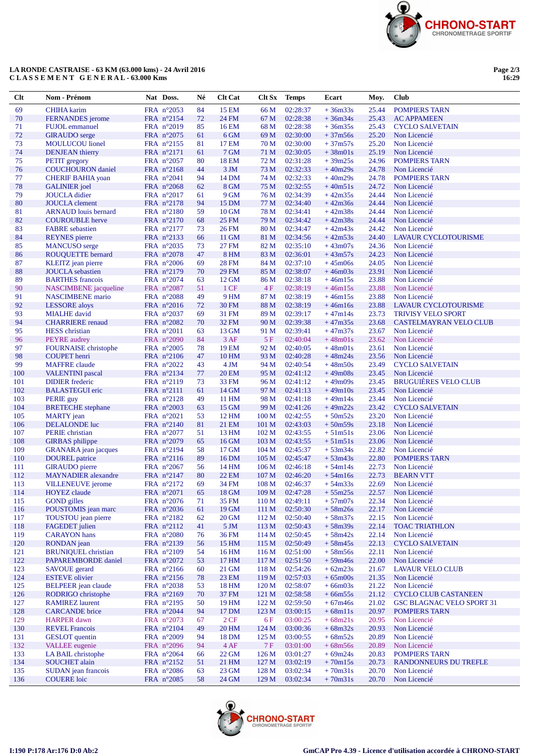**LA RONDE CASTRAISE - 63 KM (63.000 kms) - 24 Avril 2016**
**C L A S S E M E N T   G E N E R A L - 63.000 Kms**

**Page 2/3**
**16:29**

| Clt | Nom - Prénom | Nat | Doss. | Né | Clt Cat | Clt Sx | Temps | Ecart | Moy. | Club |
|---|---|---|---|---|---|---|---|---|---|---|
| 69 | CHIHA karim | FRA | n°2053 | 84 | 15 EM | 66 M | 02:28:37 | + 36m33s | 25.44 | POMPIERS TARN |
| 70 | FERNANDES jerome | FRA | n°2154 | 72 | 24 FM | 67 M | 02:28:38 | + 36m34s | 25.43 | AC APPAMEEN |
| 71 | FUJOL emmanuel | FRA | n°2019 | 85 | 16 EM | 68 M | 02:28:38 | + 36m35s | 25.43 | CYCLO SALVETAIN |
| 72 | GIRAUDO serge | FRA | n°2075 | 61 | 6 GM | 69 M | 02:30:00 | + 37m56s | 25.20 | Non Licencié |
| 73 | MOULUCOU lionel | FRA | n°2155 | 81 | 17 EM | 70 M | 02:30:00 | + 37m57s | 25.20 | Non Licencié |
| 74 | DENJEAN thierry | FRA | n°2171 | 61 | 7 GM | 71 M | 02:30:05 | + 38m01s | 25.19 | Non Licencié |
| 75 | PETIT gregory | FRA | n°2057 | 80 | 18 EM | 72 M | 02:31:28 | + 39m25s | 24.96 | POMPIERS TARN |
| 76 | COUCHOURON daniel | FRA | n°2168 | 44 | 3 JM | 73 M | 02:32:33 | + 40m29s | 24.78 | Non Licencié |
| 77 | CHERIF BAHIA yoan | FRA | n°2041 | 94 | 14 DM | 74 M | 02:32:33 | + 40m29s | 24.78 | POMPIERS TARN |
| 78 | GALINIER joel | FRA | n°2068 | 62 | 8 GM | 75 M | 02:32:55 | + 40m51s | 24.72 | Non Licencié |
| 79 | JOUCLA didier | FRA | n°2017 | 61 | 9 GM | 76 M | 02:34:39 | + 42m35s | 24.44 | Non Licencié |
| 80 | JOUCLA clement | FRA | n°2178 | 94 | 15 DM | 77 M | 02:34:40 | + 42m36s | 24.44 | Non Licencié |
| 81 | ARNAUD louis bernard | FRA | n°2180 | 59 | 10 GM | 78 M | 02:34:41 | + 42m38s | 24.44 | Non Licencié |
| 82 | COUROUBLE herve | FRA | n°2170 | 68 | 25 FM | 79 M | 02:34:42 | + 42m38s | 24.44 | Non Licencié |
| 83 | FABRE sebastien | FRA | n°2177 | 73 | 26 FM | 80 M | 02:34:47 | + 42m43s | 24.42 | Non Licencié |
| 84 | REYNES pierre | FRA | n°2133 | 66 | 11 GM | 81 M | 02:34:56 | + 42m53s | 24.40 | LAVAUR CYCLOTOURISME |
| 85 | MANCUSO serge | FRA | n°2035 | 73 | 27 FM | 82 M | 02:35:10 | + 43m07s | 24.36 | Non Licencié |
| 86 | ROUQUETTE bernard | FRA | n°2078 | 47 | 8 HM | 83 M | 02:36:01 | + 43m57s | 24.23 | Non Licencié |
| 87 | KLEITZ jean pierre | FRA | n°2006 | 69 | 28 FM | 84 M | 02:37:10 | + 45m06s | 24.05 | Non Licencié |
| 88 | JOUCLA sebastien | FRA | n°2179 | 70 | 29 FM | 85 M | 02:38:07 | + 46m03s | 23.91 | Non Licencié |
| 89 | BARTHES francois | FRA | n°2074 | 63 | 12 GM | 86 M | 02:38:18 | + 46m15s | 23.88 | Non Licencié |
| 90 | NASCIMBENE jacqueline | FRA | n°2087 | 51 | 1 CF | 4 F | 02:38:19 | + 46m15s | 23.88 | Non Licencié |
| 91 | NASCIMBENE mario | FRA | n°2088 | 49 | 9 HM | 87 M | 02:38:19 | + 46m15s | 23.88 | Non Licencié |
| 92 | LESSORE aloys | FRA | n°2016 | 72 | 30 FM | 88 M | 02:38:19 | + 46m16s | 23.88 | LAVAUR CYCLOTOURISME |
| 93 | MIALHE david | FRA | n°2037 | 69 | 31 FM | 89 M | 02:39:17 | + 47m14s | 23.73 | TRIVISY VELO SPORT |
| 94 | CHARRIERE renaud | FRA | n°2082 | 70 | 32 FM | 90 M | 02:39:38 | + 47m35s | 23.68 | CASTELMAYRAN VELO CLUB |
| 95 | HESS christian | FRA | n°2011 | 63 | 13 GM | 91 M | 02:39:41 | + 47m37s | 23.67 | Non Licencié |
| 96 | PEYRE audrey | FRA | n°2090 | 84 | 3 AF | 5 F | 02:40:04 | + 48m01s | 23.62 | Non Licencié |
| 97 | FOURNAISE christophe | FRA | n°2005 | 78 | 19 EM | 92 M | 02:40:05 | + 48m01s | 23.61 | Non Licencié |
| 98 | COUPET henri | FRA | n°2106 | 47 | 10 HM | 93 M | 02:40:28 | + 48m24s | 23.56 | Non Licencié |
| 99 | MAFFRE claude | FRA | n°2022 | 43 | 4 JM | 94 M | 02:40:54 | + 48m50s | 23.49 | CYCLO SALVETAIN |
| 100 | VALENTINI pascal | FRA | n°2134 | 77 | 20 EM | 95 M | 02:41:12 | + 49m08s | 23.45 | Non Licencié |
| 101 | DIDIER frederic | FRA | n°2119 | 73 | 33 FM | 96 M | 02:41:12 | + 49m09s | 23.45 | BRUGUIÈRES VELO CLUB |
| 102 | BALASTEGUI eric | FRA | n°2111 | 61 | 14 GM | 97 M | 02:41:13 | + 49m10s | 23.45 | Non Licencié |
| 103 | PERIE guy | FRA | n°2128 | 49 | 11 HM | 98 M | 02:41:18 | + 49m14s | 23.44 | Non Licencié |
| 104 | BRETECHE stephane | FRA | n°2003 | 63 | 15 GM | 99 M | 02:41:26 | + 49m22s | 23.42 | CYCLO SALVETAIN |
| 105 | MARTY jean | FRA | n°2021 | 53 | 12 HM | 100 M | 02:42:55 | + 50m52s | 23.20 | Non Licencié |
| 106 | DELALONDE luc | FRA | n°2140 | 81 | 21 EM | 101 M | 02:43:03 | + 50m59s | 23.18 | Non Licencié |
| 107 | PERIE christian | FRA | n°2077 | 51 | 13 HM | 102 M | 02:43:55 | + 51m51s | 23.06 | Non Licencié |
| 108 | GIRBAS philippe | FRA | n°2079 | 65 | 16 GM | 103 M | 02:43:55 | + 51m51s | 23.06 | Non Licencié |
| 109 | GRANARA jean jacques | FRA | n°2194 | 58 | 17 GM | 104 M | 02:45:37 | + 53m34s | 22.82 | Non Licencié |
| 110 | DOUREL patrice | FRA | n°2116 | 89 | 16 DM | 105 M | 02:45:47 | + 53m43s | 22.80 | POMPIERS TARN |
| 111 | GIRAUDO pierre | FRA | n°2067 | 56 | 14 HM | 106 M | 02:46:18 | + 54m14s | 22.73 | Non Licencié |
| 112 | MAYNADIER alexandre | FRA | n°2147 | 80 | 22 EM | 107 M | 02:46:20 | + 54m16s | 22.73 | BEARN VTT |
| 113 | VILLENEUVE jerome | FRA | n°2172 | 69 | 34 FM | 108 M | 02:46:37 | + 54m33s | 22.69 | Non Licencié |
| 114 | HOYEZ claude | FRA | n°2071 | 65 | 18 GM | 109 M | 02:47:28 | + 55m25s | 22.57 | Non Licencié |
| 115 | GOND gilles | FRA | n°2076 | 71 | 35 FM | 110 M | 02:49:11 | + 57m07s | 22.34 | Non Licencié |
| 116 | POUSTOMIS jean marc | FRA | n°2036 | 61 | 19 GM | 111 M | 02:50:30 | + 58m26s | 22.17 | Non Licencié |
| 117 | TOUSTOU jean pierre | FRA | n°2182 | 62 | 20 GM | 112 M | 02:50:40 | + 58m37s | 22.15 | Non Licencié |
| 118 | FAGEDET julien | FRA | n°2112 | 41 | 5 JM | 113 M | 02:50:43 | + 58m39s | 22.14 | TOAC TRIATHLON |
| 119 | CARAYON hans | FRA | n°2080 | 76 | 36 FM | 114 M | 02:50:45 | + 58m42s | 22.14 | Non Licencié |
| 120 | RONDAN jean | FRA | n°2139 | 56 | 15 HM | 115 M | 02:50:49 | + 58m45s | 22.13 | CYCLO SALVETAIN |
| 121 | BRUNIQUEL christian | FRA | n°2109 | 54 | 16 HM | 116 M | 02:51:00 | + 58m56s | 22.11 | Non Licencié |
| 122 | PAPAREMBORDE daniel | FRA | n°2072 | 53 | 17 HM | 117 M | 02:51:50 | + 59m46s | 22.00 | Non Licencié |
| 123 | SAVOUE gerard | FRA | n°2166 | 60 | 21 GM | 118 M | 02:54:26 | + 62m23s | 21.67 | LAVAUR VELO CLUB |
| 124 | ESTEVE olivier | FRA | n°2156 | 78 | 23 EM | 119 M | 02:57:03 | + 65m00s | 21.35 | Non Licencié |
| 125 | BELPEER jean claude | FRA | n°2038 | 53 | 18 HM | 120 M | 02:58:07 | + 66m03s | 21.22 | Non Licencié |
| 126 | RODRIGO christophe | FRA | n°2169 | 70 | 37 FM | 121 M | 02:58:58 | + 66m55s | 21.12 | CYCLO CLUB CASTANEEN |
| 127 | RAMIREZ laurent | FRA | n°2195 | 50 | 19 HM | 122 M | 02:59:50 | + 67m46s | 21.02 | GSC BLAGNAC VELO SPORT 31 |
| 128 | CARCANDE brice | FRA | n°2044 | 94 | 17 DM | 123 M | 03:00:15 | + 68m11s | 20.97 | POMPIERS TARN |
| 129 | HARPER dawn | FRA | n°2073 | 67 | 2 CF | 6 F | 03:00:25 | + 68m21s | 20.95 | Non Licencié |
| 130 | REVEL Francois | FRA | n°2104 | 49 | 20 HM | 124 M | 03:00:36 | + 68m32s | 20.93 | Non Licencié |
| 131 | GESLOT quentin | FRA | n°2009 | 94 | 18 DM | 125 M | 03:00:55 | + 68m52s | 20.89 | Non Licencié |
| 132 | VALLEE eugenie | FRA | n°2096 | 94 | 4 AF | 7 F | 03:01:00 | + 68m56s | 20.89 | Non Licencié |
| 133 | LA BAIL christophe | FRA | n°2064 | 66 | 22 GM | 126 M | 03:01:27 | + 69m24s | 20.83 | POMPIERS TARN |
| 134 | SOUCHET alain | FRA | n°2152 | 51 | 21 HM | 127 M | 03:02:19 | + 70m15s | 20.73 | RANDONNEURS DU TREFLE |
| 135 | SUDAN jean francois | FRA | n°2086 | 63 | 23 GM | 128 M | 03:02:34 | + 70m31s | 20.70 | Non Licencié |
| 136 | COUERE loic | FRA | n°2085 | 58 | 24 GM | 129 M | 03:02:34 | + 70m31s | 20.70 | Non Licencié |

I:190 P:178 Ar:176 D:0 Ab:2

GmCAP Pro 4.39 - Licence d'utilisation accordée à CHRONO-START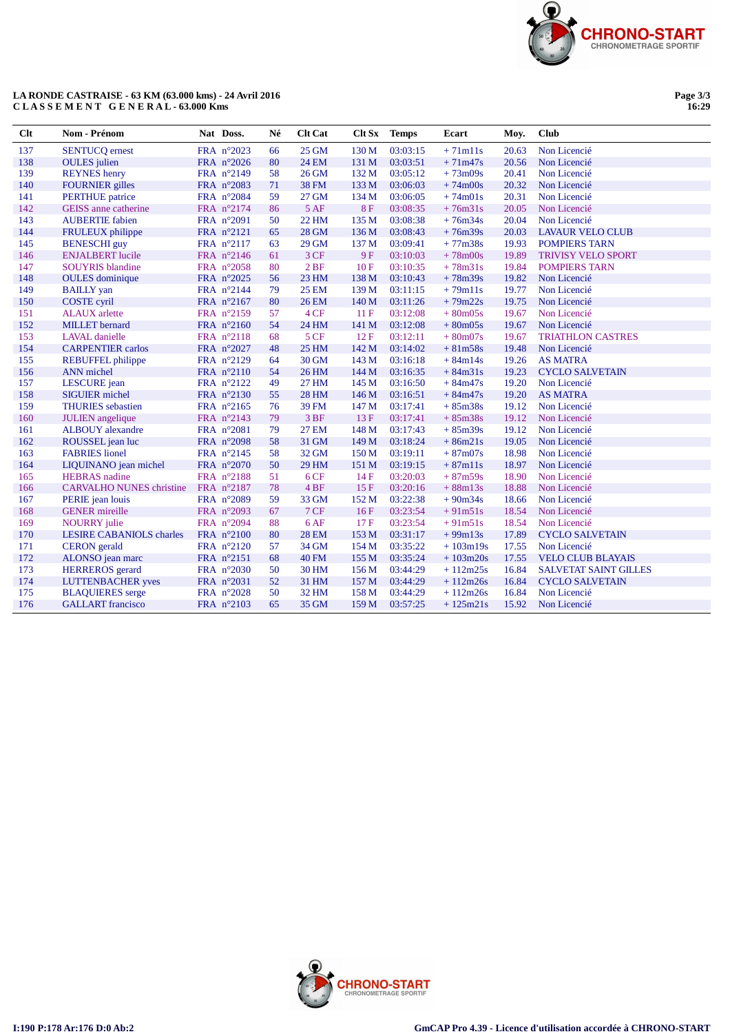**LA RONDE CASTRAISE - 63 KM (63.000 kms) - 24 Avril 2016**
**C L A S S E M E N T   G E N E R A L - 63.000 Kms**

| Clt | Nom - Prénom | Nat | Doss. | Né | Clt Cat | Clt Sx | Temps | Ecart | Moy. | Club |
|---|---|---|---|---|---|---|---|---|---|---|
| 137 | SENTUCQ ernest | FRA | n°2023 | 66 | 25 GM | 130 M | 03:03:15 | + 71m11s | 20.63 | Non Licencié |
| 138 | OULES julien | FRA | n°2026 | 80 | 24 EM | 131 M | 03:03:51 | + 71m47s | 20.56 | Non Licencié |
| 139 | REYNES henry | FRA | n°2149 | 58 | 26 GM | 132 M | 03:05:12 | + 73m09s | 20.41 | Non Licencié |
| 140 | FOURNIER gilles | FRA | n°2083 | 71 | 38 FM | 133 M | 03:06:03 | + 74m00s | 20.32 | Non Licencié |
| 141 | PERTHUE patrice | FRA | n°2084 | 59 | 27 GM | 134 M | 03:06:05 | + 74m01s | 20.31 | Non Licencié |
| 142 | GEISS anne catherine | FRA | n°2174 | 86 | 5 AF | 8 F | 03:08:35 | + 76m31s | 20.05 | Non Licencié |
| 143 | AUBERTIE fabien | FRA | n°2091 | 50 | 22 HM | 135 M | 03:08:38 | + 76m34s | 20.04 | Non Licencié |
| 144 | FRULEUX philippe | FRA | n°2121 | 65 | 28 GM | 136 M | 03:08:43 | + 76m39s | 20.03 | LAVAUR VELO CLUB |
| 145 | BENESCHI guy | FRA | n°2117 | 63 | 29 GM | 137 M | 03:09:41 | + 77m38s | 19.93 | POMPIERS TARN |
| 146 | ENJALBERT lucile | FRA | n°2146 | 61 | 3 CF | 9 F | 03:10:03 | + 78m00s | 19.89 | TRIVISY VELO SPORT |
| 147 | SOUYRIS blandine | FRA | n°2058 | 80 | 2 BF | 10 F | 03:10:35 | + 78m31s | 19.84 | POMPIERS TARN |
| 148 | OULES dominique | FRA | n°2025 | 56 | 23 HM | 138 M | 03:10:43 | + 78m39s | 19.82 | Non Licencié |
| 149 | BAILLY yan | FRA | n°2144 | 79 | 25 EM | 139 M | 03:11:15 | + 79m11s | 19.77 | Non Licencié |
| 150 | COSTE cyril | FRA | n°2167 | 80 | 26 EM | 140 M | 03:11:26 | + 79m22s | 19.75 | Non Licencié |
| 151 | ALAUX arlette | FRA | n°2159 | 57 | 4 CF | 11 F | 03:12:08 | + 80m05s | 19.67 | Non Licencié |
| 152 | MILLET bernard | FRA | n°2160 | 54 | 24 HM | 141 M | 03:12:08 | + 80m05s | 19.67 | Non Licencié |
| 153 | LAVAL danielle | FRA | n°2118 | 68 | 5 CF | 12 F | 03:12:11 | + 80m07s | 19.67 | TRIATHLON CASTRES |
| 154 | CARPENTIER carlos | FRA | n°2027 | 48 | 25 HM | 142 M | 03:14:02 | + 81m58s | 19.48 | Non Licencié |
| 155 | REBUFFEL philippe | FRA | n°2129 | 64 | 30 GM | 143 M | 03:16:18 | + 84m14s | 19.26 | AS MATRA |
| 156 | ANN michel | FRA | n°2110 | 54 | 26 HM | 144 M | 03:16:35 | + 84m31s | 19.23 | CYCLO SALVETAIN |
| 157 | LESCURE jean | FRA | n°2122 | 49 | 27 HM | 145 M | 03:16:50 | + 84m47s | 19.20 | Non Licencié |
| 158 | SIGUIER michel | FRA | n°2130 | 55 | 28 HM | 146 M | 03:16:51 | + 84m47s | 19.20 | AS MATRA |
| 159 | THURIES sebastien | FRA | n°2165 | 76 | 39 FM | 147 M | 03:17:41 | + 85m38s | 19.12 | Non Licencié |
| 160 | JULIEN angelique | FRA | n°2143 | 79 | 3 BF | 13 F | 03:17:41 | + 85m38s | 19.12 | Non Licencié |
| 161 | ALBOUY alexandre | FRA | n°2081 | 79 | 27 EM | 148 M | 03:17:43 | + 85m39s | 19.12 | Non Licencié |
| 162 | ROUSSEL jean luc | FRA | n°2098 | 58 | 31 GM | 149 M | 03:18:24 | + 86m21s | 19.05 | Non Licencié |
| 163 | FABRIES lionel | FRA | n°2145 | 58 | 32 GM | 150 M | 03:19:11 | + 87m07s | 18.98 | Non Licencié |
| 164 | LIQUINANO jean michel | FRA | n°2070 | 50 | 29 HM | 151 M | 03:19:15 | + 87m11s | 18.97 | Non Licencié |
| 165 | HEBRAS nadine | FRA | n°2188 | 51 | 6 CF | 14 F | 03:20:03 | + 87m59s | 18.90 | Non Licencié |
| 166 | CARVALHO NUNES christine | FRA | n°2187 | 78 | 4 BF | 15 F | 03:20:16 | + 88m13s | 18.88 | Non Licencié |
| 167 | PERIE jean louis | FRA | n°2089 | 59 | 33 GM | 152 M | 03:22:38 | + 90m34s | 18.66 | Non Licencié |
| 168 | GENER mireille | FRA | n°2093 | 67 | 7 CF | 16 F | 03:23:54 | + 91m51s | 18.54 | Non Licencié |
| 169 | NOURRY julie | FRA | n°2094 | 88 | 6 AF | 17 F | 03:23:54 | + 91m51s | 18.54 | Non Licencié |
| 170 | LESIRE CABANIOLS charles | FRA | n°2100 | 80 | 28 EM | 153 M | 03:31:17 | + 99m13s | 17.89 | CYCLO SALVETAIN |
| 171 | CERON gerald | FRA | n°2120 | 57 | 34 GM | 154 M | 03:35:22 | + 103m19s | 17.55 | Non Licencié |
| 172 | ALONSO jean marc | FRA | n°2151 | 68 | 40 FM | 155 M | 03:35:24 | + 103m20s | 17.55 | VELO CLUB BLAYAIS |
| 173 | HERREROS gerard | FRA | n°2030 | 50 | 30 HM | 156 M | 03:44:29 | + 112m25s | 16.84 | SALVETAT SAINT GILLES |
| 174 | LUTTENBACHER yves | FRA | n°2031 | 52 | 31 HM | 157 M | 03:44:29 | + 112m26s | 16.84 | CYCLO SALVETAIN |
| 175 | BLAQUIERES serge | FRA | n°2028 | 50 | 32 HM | 158 M | 03:44:29 | + 112m26s | 16.84 | Non Licencié |
| 176 | GALLART francisco | FRA | n°2103 | 65 | 35 GM | 159 M | 03:57:25 | + 125m21s | 15.92 | Non Licencié |

I:190 P:178 Ar:176 D:0 Ab:2

GmCAP Pro 4.39 - Licence d'utilisation accordée à CHRONO-START